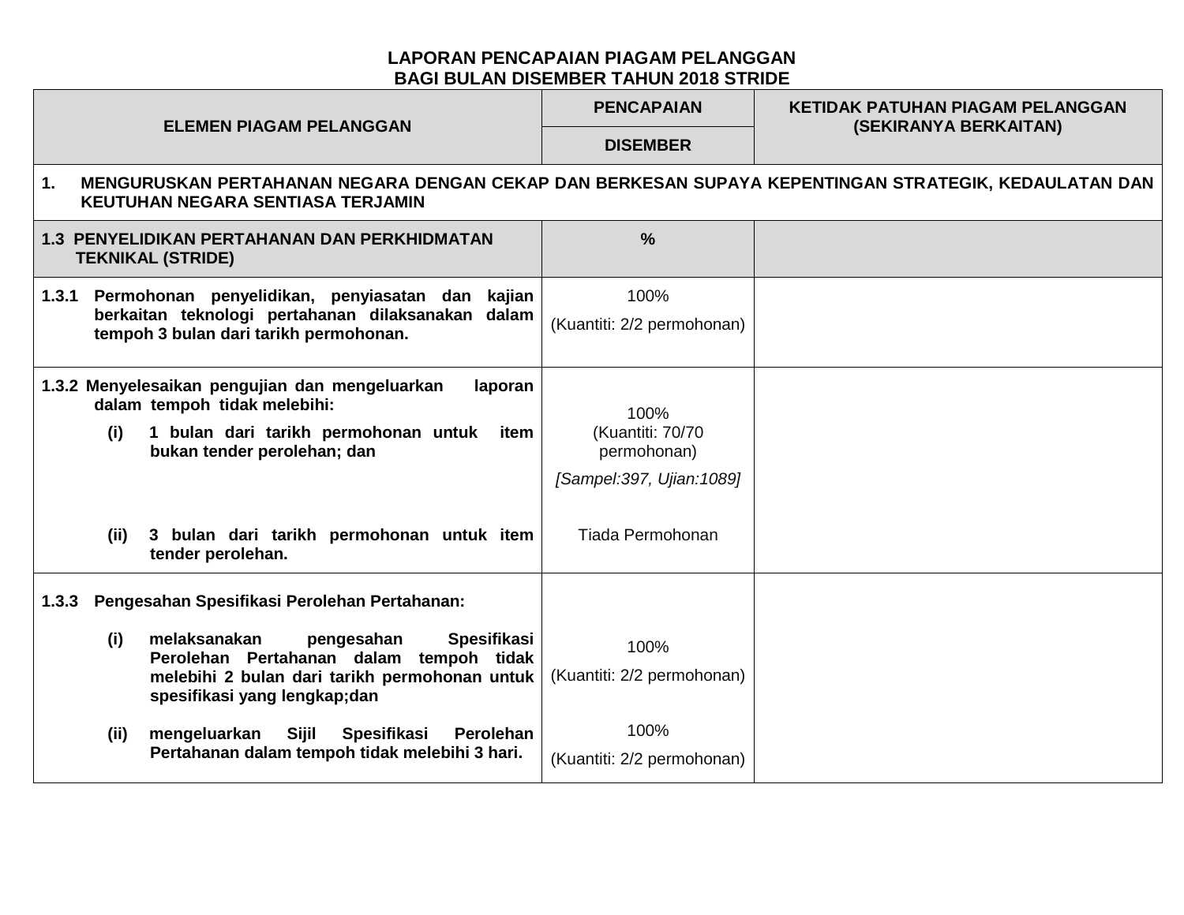# LAPORAN PENCAPAIAN PIAGAM PELANGGAN
## BAGI BULAN DISEMBER TAHUN 2018 STRIDE

| ELEMEN PIAGAM PELANGGAN | PENCAPAIAN | KETIDAK PATUHAN PIAGAM PELANGGAN (SEKIRANYA BERKAITAN) |
|---|---|---|
| | DISEMBER | |
| **1. MENGURUSKAN PERTAHANAN NEGARA DENGAN CEKAP DAN BERKESAN SUPAYA KEPENTINGAN STRATEGIK, KEDAULATAN DAN KEUTUHAN NEGARA SENTIASA TERJAMIN** | | |
| **1.3 PENYELIDIKAN PERTAHANAN DAN PERKHIDMATAN TEKNIKAL (STRIDE)** | **%** | |
| **1.3.1 Permohonan penyelidikan, penyiasatan dan kajian berkaitan teknologi pertahanan dilaksanakan dalam tempoh 3 bulan dari tarikh permohonan.** | 100% (Kuantiti: 2/2 permohonan) | |
| **1.3.2 Menyelesaikan pengujian dan mengeluarkan laporan dalam tempoh tidak melebihi:** **(i) 1 bulan dari tarikh permohonan untuk item bukan tender perolehan; dan** | 100% (Kuantiti: 70/70 permohonan) *[Sampel:397, Ujian:1089]* | |
| **(ii) 3 bulan dari tarikh permohonan untuk item tender perolehan.** | Tiada Permohonan | |
| **1.3.3 Pengesahan Spesifikasi Perolehan Pertahanan:** **(i) melaksanakan pengesahan Spesifikasi Perolehan Pertahanan dalam tempoh tidak melebihi 2 bulan dari tarikh permohonan untuk spesifikasi yang lengkap;dan** | 100% (Kuantiti: 2/2 permohonan) | |
| **(ii) mengeluarkan Sijil Spesifikasi Perolehan Pertahanan dalam tempoh tidak melebihi 3 hari.** | 100% (Kuantiti: 2/2 permohonan) | |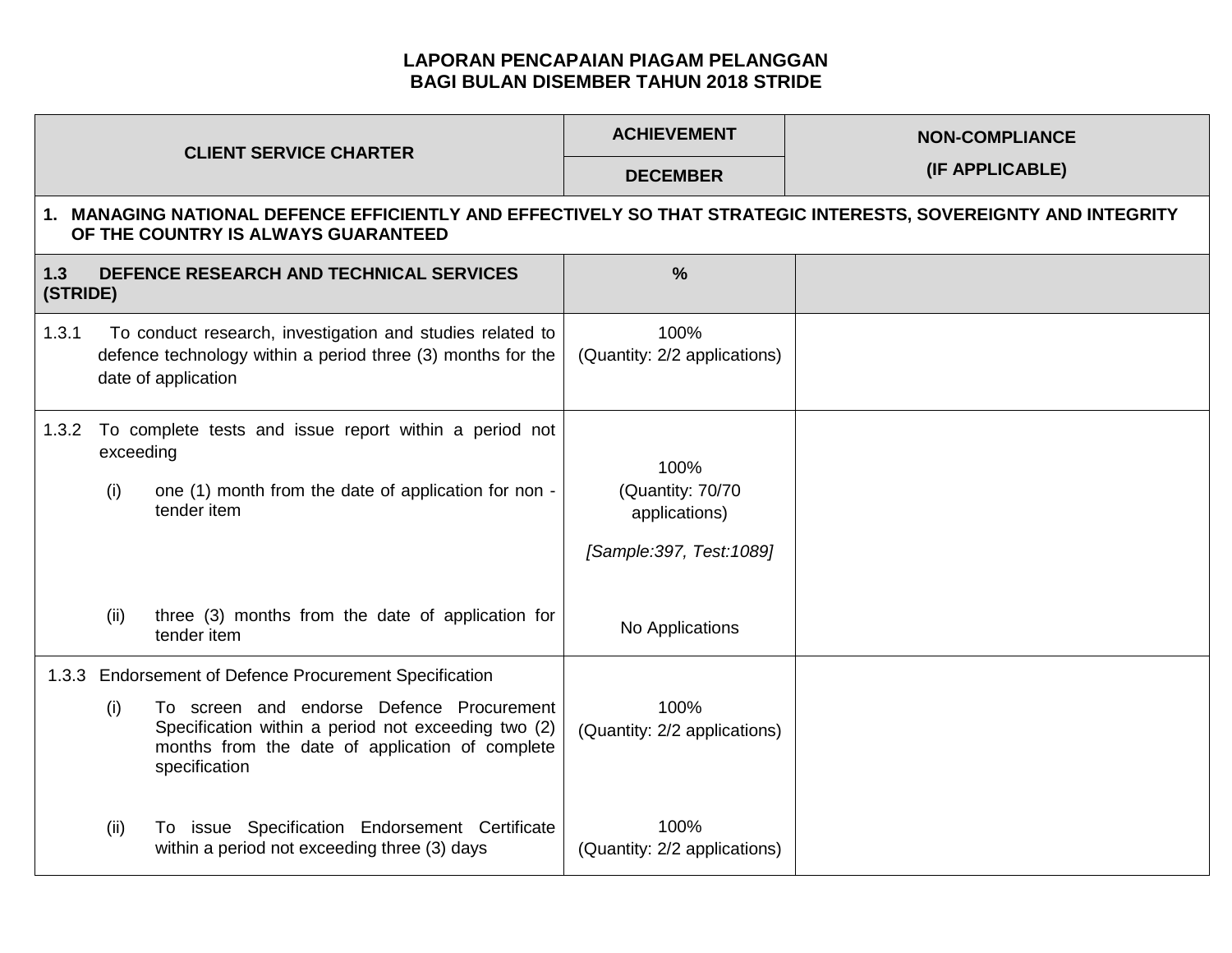# LAPORAN PENCAPAIAN PIAGAM PELANGGAN
# BAGI BULAN DISEMBER TAHUN 2018 STRIDE

| CLIENT SERVICE CHARTER | ACHIEVEMENT<br>DECEMBER | NON-COMPLIANCE<br>(IF APPLICABLE) |
|---|---|---|
| **1. MANAGING NATIONAL DEFENCE EFFICIENTLY AND EFFECTIVELY SO THAT STRATEGIC INTERESTS, SOVEREIGNTY AND INTEGRITY OF THE COUNTRY IS ALWAYS GUARANTEED** | | |
| **1.3 DEFENCE RESEARCH AND TECHNICAL SERVICES (STRIDE)** | **%** | |
| 1.3.1 To conduct research, investigation and studies related to defence technology within a period three (3) months for the date of application | 100%<br>(Quantity: 2/2 applications) | |
| 1.3.2 To complete tests and issue report within a period not exceeding<br>(i) one (1) month from the date of application for non - tender item | 100%<br>(Quantity: 70/70 applications)<br>*[Sample:397, Test:1089]* | |
| (ii) three (3) months from the date of application for tender item | No Applications | |
| 1.3.3 Endorsement of Defence Procurement Specification<br>(i) To screen and endorse Defence Procurement Specification within a period not exceeding two (2) months from the date of application of complete specification | 100%<br>(Quantity: 2/2 applications) | |
| (ii) To issue Specification Endorsement Certificate within a period not exceeding three (3) days | 100%<br>(Quantity: 2/2 applications) | |